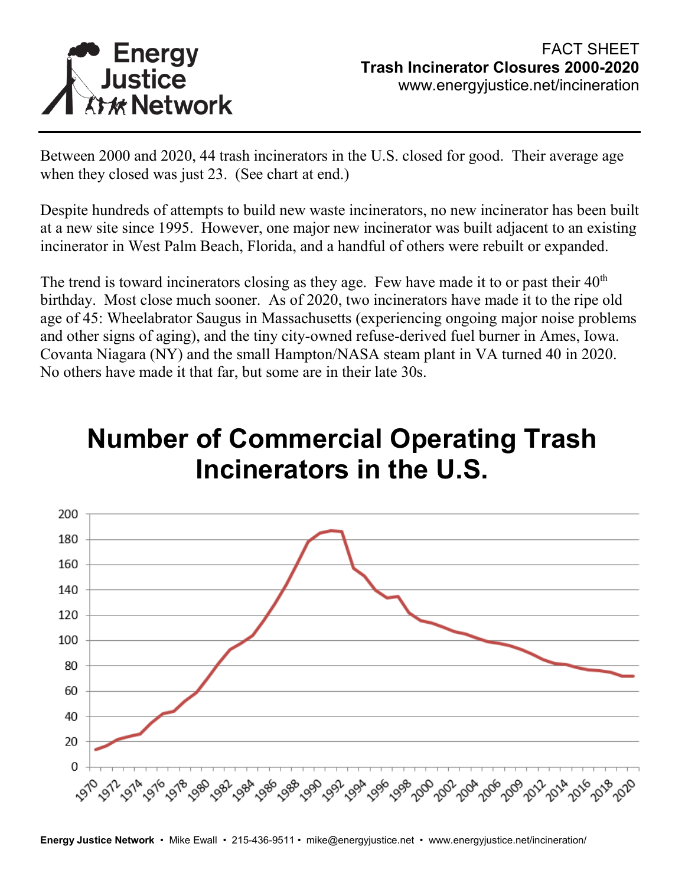# Energy Justice Network

FACT SHEET
**Trash Incinerator Closures 2000-2020**
www.energyjustice.net/incineration

Between 2000 and 2020, 44 trash incinerators in the U.S. closed for good. Their average age when they closed was just 23. (See chart at end.)

Despite hundreds of attempts to build new waste incinerators, no new incinerator has been built at a new site since 1995. However, one major new incinerator was built adjacent to an existing incinerator in West Palm Beach, Florida, and a handful of others were rebuilt or expanded.

The trend is toward incinerators closing as they age. Few have made it to or past their 40th birthday. Most close much sooner. As of 2020, two incinerators have made it to the ripe old age of 45: Wheelabrator Saugus in Massachusetts (experiencing ongoing major noise problems and other signs of aging), and the tiny city-owned refuse-derived fuel burner in Ames, Iowa. Covanta Niagara (NY) and the small Hampton/NASA steam plant in VA turned 40 in 2020. No others have made it that far, but some are in their late 30s.

## Number of Commercial Operating Trash Incinerators in the U.S.

**Energy Justice Network** • Mike Ewall • 215-436-9511 • mike@energyjustice.net • www.energyjustice.net/incineration/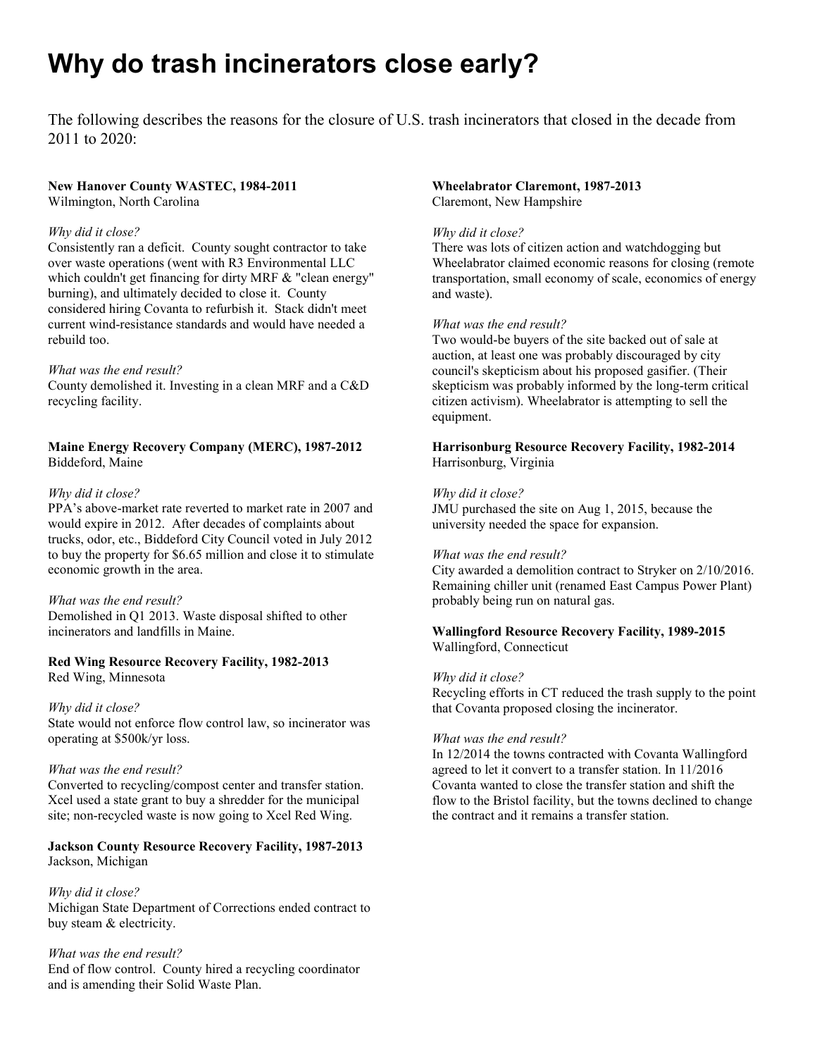# Why do trash incinerators close early?

The following describes the reasons for the closure of U.S. trash incinerators that closed in the decade from 2011 to 2020:

**New Hanover County WASTEC, 1984-2011**
Wilmington, North Carolina

*Why did it close?*
Consistently ran a deficit. County sought contractor to take over waste operations (went with R3 Environmental LLC which couldn't get financing for dirty MRF & "clean energy" burning), and ultimately decided to close it. County considered hiring Covanta to refurbish it. Stack didn't meet current wind-resistance standards and would have needed a rebuild too.

*What was the end result?*
County demolished it. Investing in a clean MRF and a C&D recycling facility.

**Maine Energy Recovery Company (MERC), 1987-2012**
Biddeford, Maine

*Why did it close?*
PPA's above-market rate reverted to market rate in 2007 and would expire in 2012. After decades of complaints about trucks, odor, etc., Biddeford City Council voted in July 2012 to buy the property for $6.65 million and close it to stimulate economic growth in the area.

*What was the end result?*
Demolished in Q1 2013. Waste disposal shifted to other incinerators and landfills in Maine.

**Red Wing Resource Recovery Facility, 1982-2013**
Red Wing, Minnesota

*Why did it close?*
State would not enforce flow control law, so incinerator was operating at $500k/yr loss.

*What was the end result?*
Converted to recycling/compost center and transfer station. Xcel used a state grant to buy a shredder for the municipal site; non-recycled waste is now going to Xcel Red Wing.

**Jackson County Resource Recovery Facility, 1987-2013**
Jackson, Michigan

*Why did it close?*
Michigan State Department of Corrections ended contract to buy steam & electricity.

*What was the end result?*
End of flow control. County hired a recycling coordinator and is amending their Solid Waste Plan.

**Wheelabrator Claremont, 1987-2013**
Claremont, New Hampshire

*Why did it close?*
There was lots of citizen action and watchdogging but Wheelabrator claimed economic reasons for closing (remote transportation, small economy of scale, economics of energy and waste).

*What was the end result?*
Two would-be buyers of the site backed out of sale at auction, at least one was probably discouraged by city council's skepticism about his proposed gasifier. (Their skepticism was probably informed by the long-term critical citizen activism). Wheelabrator is attempting to sell the equipment.

**Harrisonburg Resource Recovery Facility, 1982-2014**
Harrisonburg, Virginia

*Why did it close?*
JMU purchased the site on Aug 1, 2015, because the university needed the space for expansion.

*What was the end result?*
City awarded a demolition contract to Stryker on 2/10/2016. Remaining chiller unit (renamed East Campus Power Plant) probably being run on natural gas.

**Wallingford Resource Recovery Facility, 1989-2015**
Wallingford, Connecticut

*Why did it close?*
Recycling efforts in CT reduced the trash supply to the point that Covanta proposed closing the incinerator.

*What was the end result?*
In 12/2014 the towns contracted with Covanta Wallingford agreed to let it convert to a transfer station. In 11/2016 Covanta wanted to close the transfer station and shift the flow to the Bristol facility, but the towns declined to change the contract and it remains a transfer station.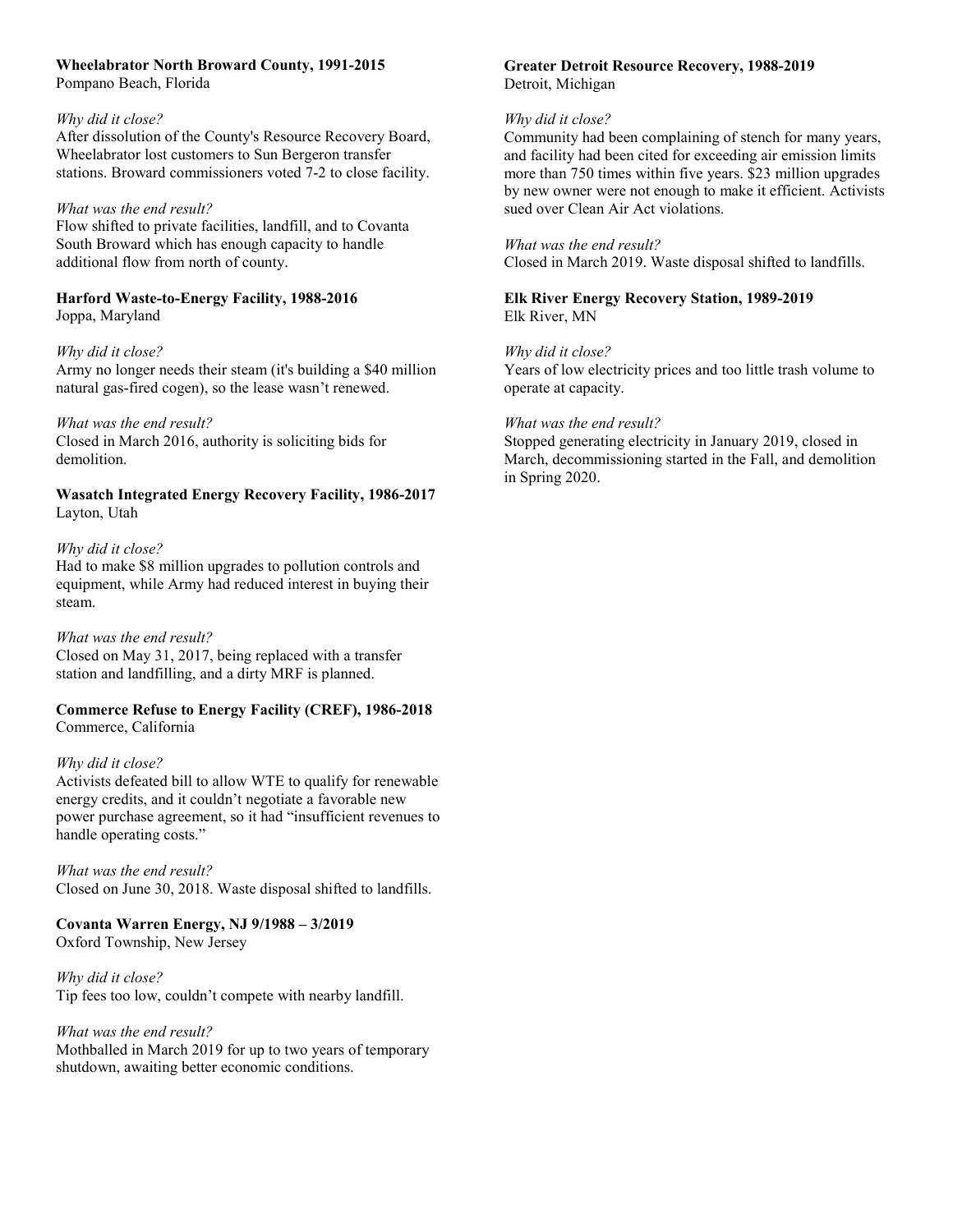**Wheelabrator North Broward County, 1991-2015**
Pompano Beach, Florida

*Why did it close?*
After dissolution of the County's Resource Recovery Board, Wheelabrator lost customers to Sun Bergeron transfer stations. Broward commissioners voted 7-2 to close facility.

*What was the end result?*
Flow shifted to private facilities, landfill, and to Covanta South Broward which has enough capacity to handle additional flow from north of county.

**Harford Waste-to-Energy Facility, 1988-2016**
Joppa, Maryland

*Why did it close?*
Army no longer needs their steam (it's building a $40 million natural gas-fired cogen), so the lease wasn't renewed.

*What was the end result?*
Closed in March 2016, authority is soliciting bids for demolition.

**Wasatch Integrated Energy Recovery Facility, 1986-2017**
Layton, Utah

*Why did it close?*
Had to make $8 million upgrades to pollution controls and equipment, while Army had reduced interest in buying their steam.

*What was the end result?*
Closed on May 31, 2017, being replaced with a transfer station and landfilling, and a dirty MRF is planned.

**Commerce Refuse to Energy Facility (CREF), 1986-2018**
Commerce, California

*Why did it close?*
Activists defeated bill to allow WTE to qualify for renewable energy credits, and it couldn't negotiate a favorable new power purchase agreement, so it had "insufficient revenues to handle operating costs."

*What was the end result?*
Closed on June 30, 2018. Waste disposal shifted to landfills.

**Covanta Warren Energy, NJ 9/1988 – 3/2019**
Oxford Township, New Jersey

*Why did it close?*
Tip fees too low, couldn't compete with nearby landfill.

*What was the end result?*
Mothballed in March 2019 for up to two years of temporary shutdown, awaiting better economic conditions.

**Greater Detroit Resource Recovery, 1988-2019**
Detroit, Michigan

*Why did it close?*
Community had been complaining of stench for many years, and facility had been cited for exceeding air emission limits more than 750 times within five years. $23 million upgrades by new owner were not enough to make it efficient. Activists sued over Clean Air Act violations.

*What was the end result?*
Closed in March 2019. Waste disposal shifted to landfills.

**Elk River Energy Recovery Station, 1989-2019**
Elk River, MN

*Why did it close?*
Years of low electricity prices and too little trash volume to operate at capacity.

*What was the end result?*
Stopped generating electricity in January 2019, closed in March, decommissioning started in the Fall, and demolition in Spring 2020.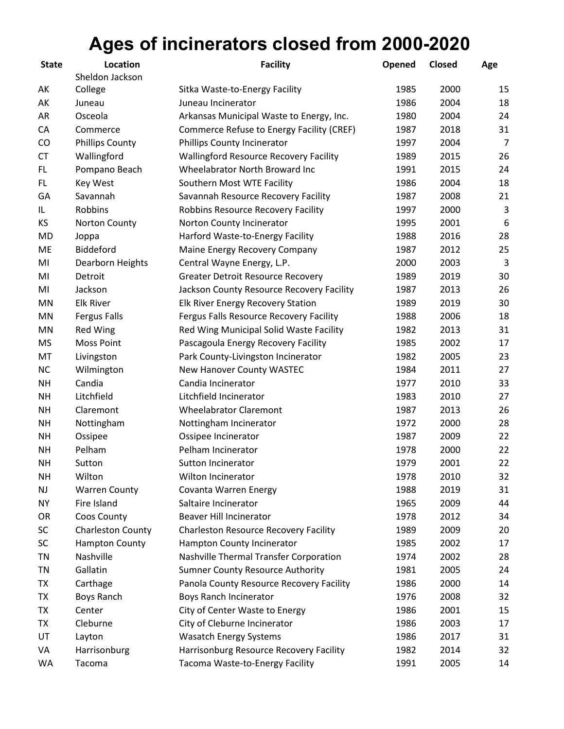# Ages of incinerators closed from 2000-2020

| State | Location | Facility | Opened | Closed | Age |
|---|---|---|---|---|---|
| AK | Sheldon Jackson College | Sitka Waste-to-Energy Facility | 1985 | 2000 | 15 |
| AK | Juneau | Juneau Incinerator | 1986 | 2004 | 18 |
| AR | Osceola | Arkansas Municipal Waste to Energy, Inc. | 1980 | 2004 | 24 |
| CA | Commerce | Commerce Refuse to Energy Facility (CREF) | 1987 | 2018 | 31 |
| CO | Phillips County | Phillips County Incinerator | 1997 | 2004 | 7 |
| CT | Wallingford | Wallingford Resource Recovery Facility | 1989 | 2015 | 26 |
| FL | Pompano Beach | Wheelabrator North Broward Inc | 1991 | 2015 | 24 |
| FL | Key West | Southern Most WTE Facility | 1986 | 2004 | 18 |
| GA | Savannah | Savannah Resource Recovery Facility | 1987 | 2008 | 21 |
| IL | Robbins | Robbins Resource Recovery Facility | 1997 | 2000 | 3 |
| KS | Norton County | Norton County Incinerator | 1995 | 2001 | 6 |
| MD | Joppa | Harford Waste-to-Energy Facility | 1988 | 2016 | 28 |
| ME | Biddeford | Maine Energy Recovery Company | 1987 | 2012 | 25 |
| MI | Dearborn Heights | Central Wayne Energy, L.P. | 2000 | 2003 | 3 |
| MI | Detroit | Greater Detroit Resource Recovery | 1989 | 2019 | 30 |
| MI | Jackson | Jackson County Resource Recovery Facility | 1987 | 2013 | 26 |
| MN | Elk River | Elk River Energy Recovery Station | 1989 | 2019 | 30 |
| MN | Fergus Falls | Fergus Falls Resource Recovery Facility | 1988 | 2006 | 18 |
| MN | Red Wing | Red Wing Municipal Solid Waste Facility | 1982 | 2013 | 31 |
| MS | Moss Point | Pascagoula Energy Recovery Facility | 1985 | 2002 | 17 |
| MT | Livingston | Park County-Livingston Incinerator | 1982 | 2005 | 23 |
| NC | Wilmington | New Hanover County WASTEC | 1984 | 2011 | 27 |
| NH | Candia | Candia Incinerator | 1977 | 2010 | 33 |
| NH | Litchfield | Litchfield Incinerator | 1983 | 2010 | 27 |
| NH | Claremont | Wheelabrator Claremont | 1987 | 2013 | 26 |
| NH | Nottingham | Nottingham Incinerator | 1972 | 2000 | 28 |
| NH | Ossipee | Ossipee Incinerator | 1987 | 2009 | 22 |
| NH | Pelham | Pelham Incinerator | 1978 | 2000 | 22 |
| NH | Sutton | Sutton Incinerator | 1979 | 2001 | 22 |
| NH | Wilton | Wilton Incinerator | 1978 | 2010 | 32 |
| NJ | Warren County | Covanta Warren Energy | 1988 | 2019 | 31 |
| NY | Fire Island | Saltaire Incinerator | 1965 | 2009 | 44 |
| OR | Coos County | Beaver Hill Incinerator | 1978 | 2012 | 34 |
| SC | Charleston County | Charleston Resource Recovery Facility | 1989 | 2009 | 20 |
| SC | Hampton County | Hampton County Incinerator | 1985 | 2002 | 17 |
| TN | Nashville | Nashville Thermal Transfer Corporation | 1974 | 2002 | 28 |
| TN | Gallatin | Sumner County Resource Authority | 1981 | 2005 | 24 |
| TX | Carthage | Panola County Resource Recovery Facility | 1986 | 2000 | 14 |
| TX | Boys Ranch | Boys Ranch Incinerator | 1976 | 2008 | 32 |
| TX | Center | City of Center Waste to Energy | 1986 | 2001 | 15 |
| TX | Cleburne | City of Cleburne Incinerator | 1986 | 2003 | 17 |
| UT | Layton | Wasatch Energy Systems | 1986 | 2017 | 31 |
| VA | Harrisonburg | Harrisonburg Resource Recovery Facility | 1982 | 2014 | 32 |
| WA | Tacoma | Tacoma Waste-to-Energy Facility | 1991 | 2005 | 14 |